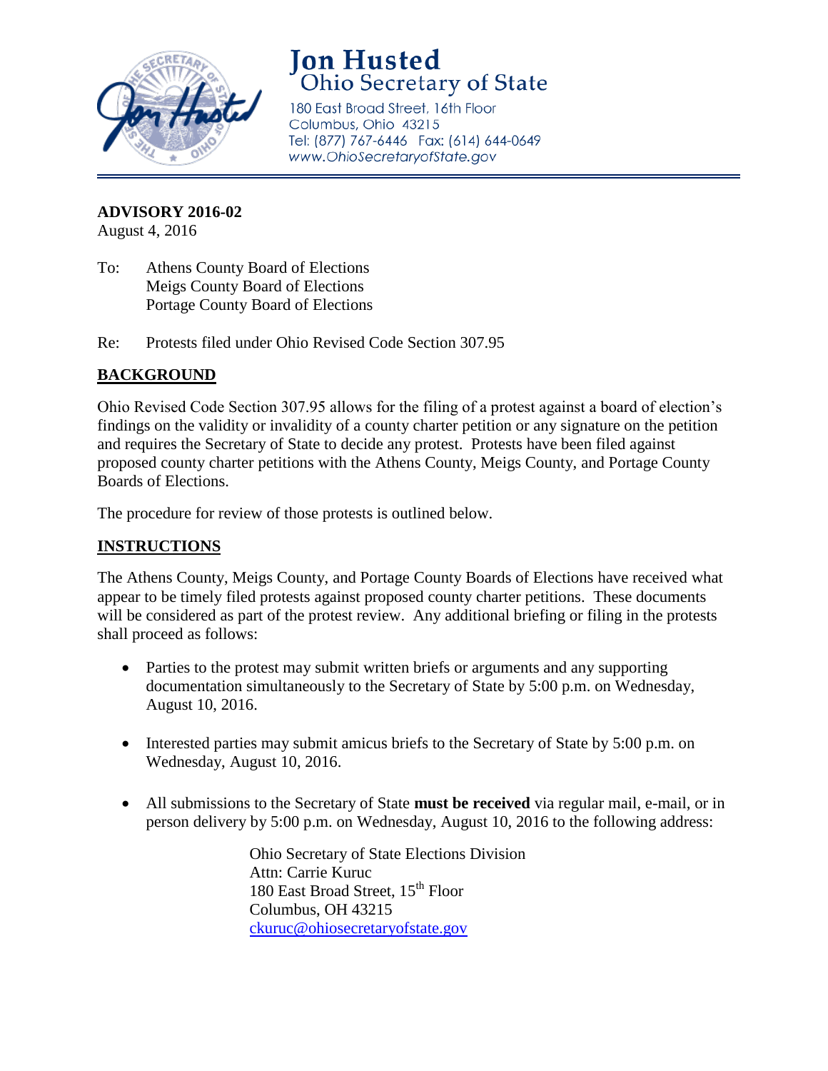**Jon Husted**
Ohio Secretary of State
180 East Broad Street, 16th Floor
Columbus, Ohio 43215
Tel: (877) 767-6446 Fax: (614) 644-0649
www.OhioSecretaryofState.gov

**ADVISORY 2016-02**
August 4, 2016

To: Athens County Board of Elections
Meigs County Board of Elections
Portage County Board of Elections

Re: Protests filed under Ohio Revised Code Section 307.95

## BACKGROUND

Ohio Revised Code Section 307.95 allows for the filing of a protest against a board of election's findings on the validity or invalidity of a county charter petition or any signature on the petition and requires the Secretary of State to decide any protest. Protests have been filed against proposed county charter petitions with the Athens County, Meigs County, and Portage County Boards of Elections.

The procedure for review of those protests is outlined below.

## INSTRUCTIONS

The Athens County, Meigs County, and Portage County Boards of Elections have received what appear to be timely filed protests against proposed county charter petitions. These documents will be considered as part of the protest review. Any additional briefing or filing in the protests shall proceed as follows:

- Parties to the protest may submit written briefs or arguments and any supporting documentation simultaneously to the Secretary of State by 5:00 p.m. on Wednesday, August 10, 2016.
- Interested parties may submit amicus briefs to the Secretary of State by 5:00 p.m. on Wednesday, August 10, 2016.
- All submissions to the Secretary of State **must be received** via regular mail, e-mail, or in person delivery by 5:00 p.m. on Wednesday, August 10, 2016 to the following address:

  Ohio Secretary of State Elections Division
  Attn: Carrie Kuruc
  180 East Broad Street, 15th Floor
  Columbus, OH 43215
  ckuruc@ohiosecretaryofstate.gov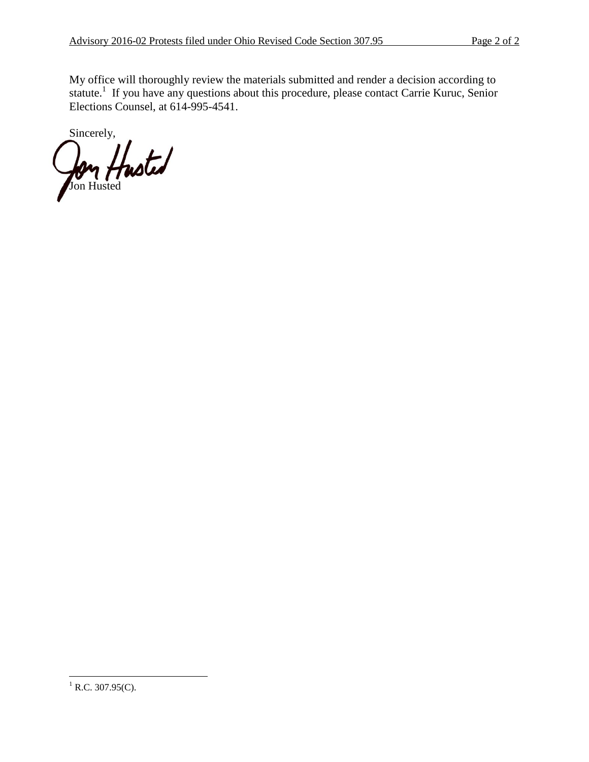My office will thoroughly review the materials submitted and render a decision according to statute.[1] If you have any questions about this procedure, please contact Carrie Kuruc, Senior Elections Counsel, at 614-995-4541.

Sincerely,

Jon Husted

---

[1] R.C. 307.95(C).